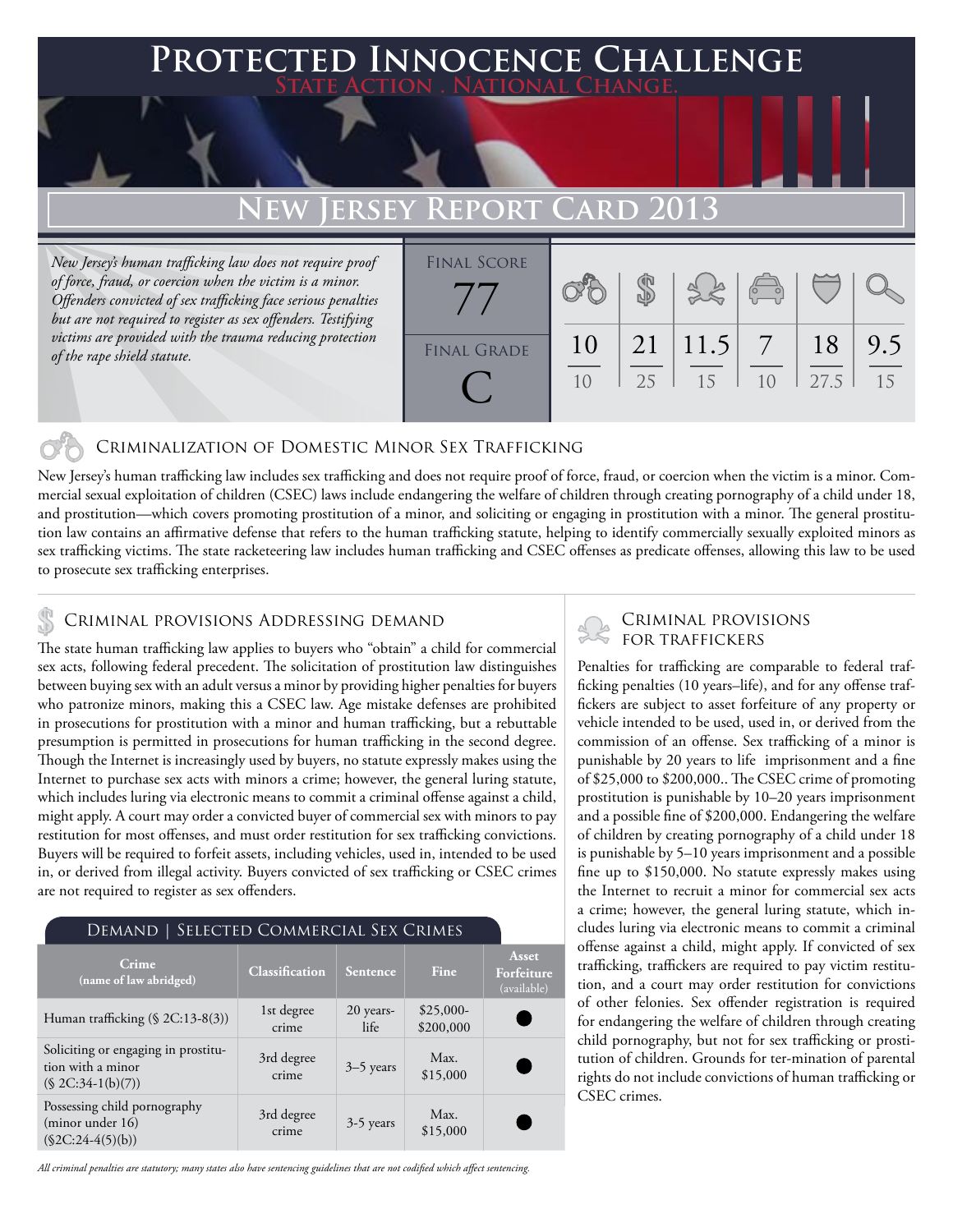# Protected Innocence Challenge

State Action . National Change.

## New Jersey Report Card 2013

*New Jersey's human trafficking law does not require proof of force, fraud, or coercion when the victim is a minor. Offenders convicted of sex trafficking face serious penalties but are not required to register as sex offenders. Testifying victims are provided with the trauma reducing protection of the rape shield statute.*

| Final Score | 77 |
|---|---|
| Final Grade | C |

| Criminalization of Domestic Minor Sex Trafficking | Criminal Provisions Addressing Demand | Criminal Provisions for Traffickers | Criminal Provisions for Facilitators | Protective Provisions for the Child Victims | Criminal Justice Tools for Investigation and Prosecutions |
|---|---|---|---|---|---|
| 10/10 | 21/25 | 11.5/15 | 7/10 | 18/27.5 | 9.5/15 |

### Criminalization of Domestic Minor Sex Trafficking

New Jersey's human trafficking law includes sex trafficking and does not require proof of force, fraud, or coercion when the victim is a minor. Commercial sexual exploitation of children (CSEC) laws include endangering the welfare of children through creating pornography of a child under 18, and prostitution—which covers promoting prostitution of a minor, and soliciting or engaging in prostitution with a minor. The general prostitution law contains an affirmative defense that refers to the human trafficking statute, helping to identify commercially sexually exploited minors as sex trafficking victims. The state racketeering law includes human trafficking and CSEC offenses as predicate offenses, allowing this law to be used to prosecute sex trafficking enterprises.

### Criminal provisions Addressing demand

The state human trafficking law applies to buyers who "obtain" a child for commercial sex acts, following federal precedent. The solicitation of prostitution law distinguishes between buying sex with an adult versus a minor by providing higher penalties for buyers who patronize minors, making this a CSEC law. Age mistake defenses are prohibited in prosecutions for prostitution with a minor and human trafficking, but a rebuttable presumption is permitted in prosecutions for human trafficking in the second degree. Though the Internet is increasingly used by buyers, no statute expressly makes using the Internet to purchase sex acts with minors a crime; however, the general luring statute, which includes luring via electronic means to commit a criminal offense against a child, might apply. A court may order a convicted buyer of commercial sex with minors to pay restitution for most offenses, and must order restitution for sex trafficking convictions. Buyers will be required to forfeit assets, including vehicles, used in, intended to be used in, or derived from illegal activity. Buyers convicted of sex trafficking or CSEC crimes are not required to register as sex offenders.

**Demand | Selected Commercial Sex Crimes**

| Crime (name of law abridged) | Classification | Sentence | Fine | Asset Forfeiture (available) |
|---|---|---|---|---|
| Human trafficking (§ 2C:13-8(3)) | 1st degree crime | 20 years-life | $25,000-$200,000 | ● |
| Soliciting or engaging in prostitution with a minor (§ 2C:34-1(b)(7)) | 3rd degree crime | 3–5 years | Max. $15,000 | ● |
| Possessing child pornography (minor under 16) (§2C:24-4(5)(b)) | 3rd degree crime | 3-5 years | Max. $15,000 | ● |

*All criminal penalties are statutory; many states also have sentencing guidelines that are not codified which affect sentencing.*

### Criminal provisions for traffickers

Penalties for trafficking are comparable to federal trafficking penalties (10 years–life), and for any offense traffickers are subject to asset forfeiture of any property or vehicle intended to be used, used in, or derived from the commission of an offense. Sex trafficking of a minor is punishable by 20 years to life imprisonment and a fine of $25,000 to $200,000.. The CSEC crime of promoting prostitution is punishable by 10–20 years imprisonment and a possible fine of $200,000. Endangering the welfare of children by creating pornography of a child under 18 is punishable by 5–10 years imprisonment and a possible fine up to $150,000. No statute expressly makes using the Internet to recruit a minor for commercial sex acts a crime; however, the general luring statute, which includes luring via electronic means to commit a criminal offense against a child, might apply. If convicted of sex trafficking, traffickers are required to pay victim restitution, and a court may order restitution for convictions of other felonies. Sex offender registration is required for endangering the welfare of children through creating child pornography, but not for sex trafficking or prostitution of children. Grounds for ter-mination of parental rights do not include convictions of human trafficking or CSEC crimes.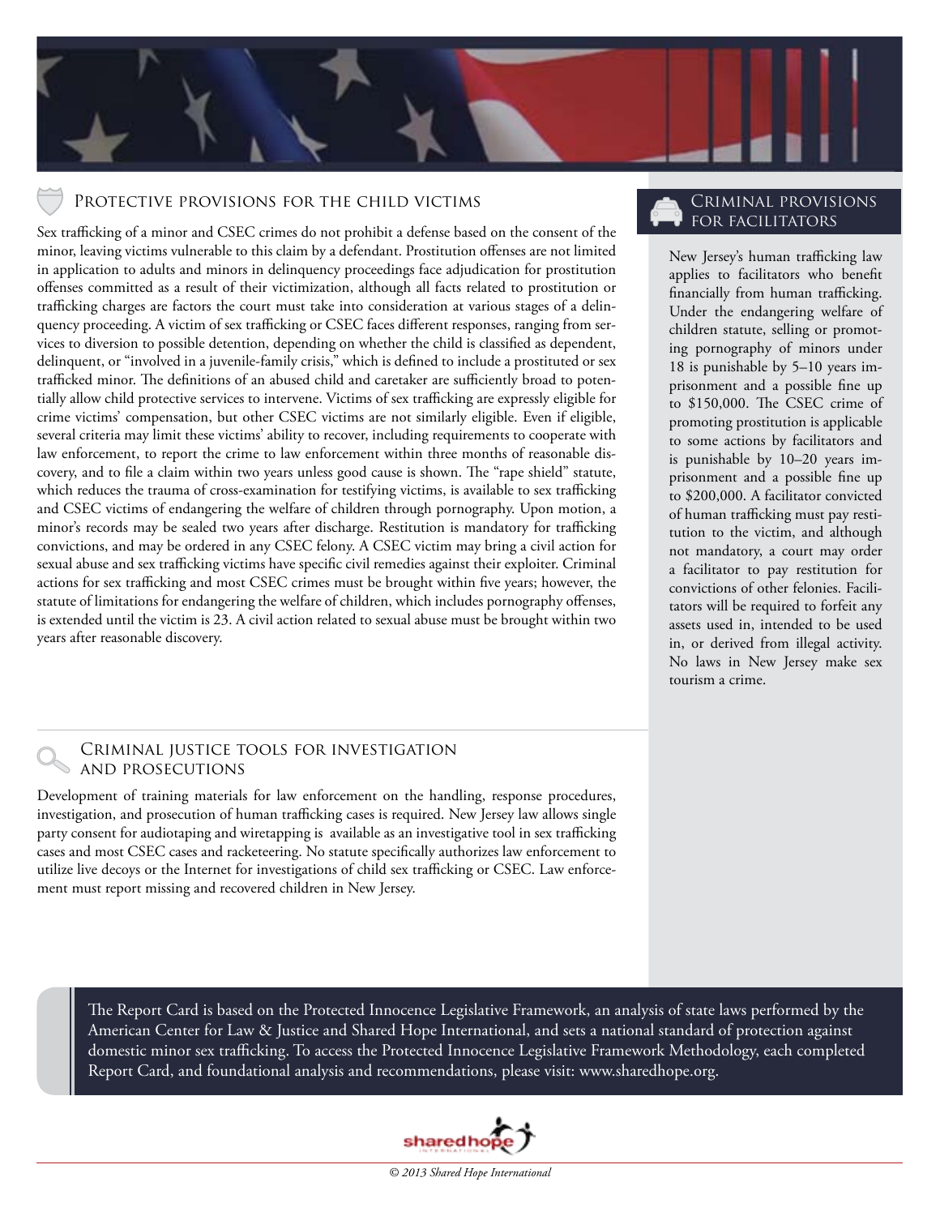## Protective provisions for the child victims

Sex trafficking of a minor and CSEC crimes do not prohibit a defense based on the consent of the minor, leaving victims vulnerable to this claim by a defendant. Prostitution offenses are not limited in application to adults and minors in delinquency proceedings face adjudication for prostitution offenses committed as a result of their victimization, although all facts related to prostitution or trafficking charges are factors the court must take into consideration at various stages of a delinquency proceeding. A victim of sex trafficking or CSEC faces different responses, ranging from services to diversion to possible detention, depending on whether the child is classified as dependent, delinquent, or "involved in a juvenile-family crisis," which is defined to include a prostituted or sex trafficked minor. The definitions of an abused child and caretaker are sufficiently broad to potentially allow child protective services to intervene. Victims of sex trafficking are expressly eligible for crime victims' compensation, but other CSEC victims are not similarly eligible. Even if eligible, several criteria may limit these victims' ability to recover, including requirements to cooperate with law enforcement, to report the crime to law enforcement within three months of reasonable discovery, and to file a claim within two years unless good cause is shown. The "rape shield" statute, which reduces the trauma of cross-examination for testifying victims, is available to sex trafficking and CSEC victims of endangering the welfare of children through pornography. Upon motion, a minor's records may be sealed two years after discharge. Restitution is mandatory for trafficking convictions, and may be ordered in any CSEC felony. A CSEC victim may bring a civil action for sexual abuse and sex trafficking victims have specific civil remedies against their exploiter. Criminal actions for sex trafficking and most CSEC crimes must be brought within five years; however, the statute of limitations for endangering the welfare of children, which includes pornography offenses, is extended until the victim is 23. A civil action related to sexual abuse must be brought within two years after reasonable discovery.

## Criminal provisions for facilitators

New Jersey's human trafficking law applies to facilitators who benefit financially from human trafficking. Under the endangering welfare of children statute, selling or promoting pornography of minors under 18 is punishable by 5–10 years imprisonment and a possible fine up to $150,000. The CSEC crime of promoting prostitution is applicable to some actions by facilitators and is punishable by 10–20 years imprisonment and a possible fine up to $200,000. A facilitator convicted of human trafficking must pay restitution to the victim, and although not mandatory, a court may order a facilitator to pay restitution for convictions of other felonies. Facilitators will be required to forfeit any assets used in, intended to be used in, or derived from illegal activity. No laws in New Jersey make sex tourism a crime.

## Criminal justice tools for investigation and prosecutions

Development of training materials for law enforcement on the handling, response procedures, investigation, and prosecution of human trafficking cases is required. New Jersey law allows single party consent for audiotaping and wiretapping is available as an investigative tool in sex trafficking cases and most CSEC cases and racketeering. No statute specifically authorizes law enforcement to utilize live decoys or the Internet for investigations of child sex trafficking or CSEC. Law enforcement must report missing and recovered children in New Jersey.

The Report Card is based on the Protected Innocence Legislative Framework, an analysis of state laws performed by the American Center for Law & Justice and Shared Hope International, and sets a national standard of protection against domestic minor sex trafficking. To access the Protected Innocence Legislative Framework Methodology, each completed Report Card, and foundational analysis and recommendations, please visit: www.sharedhope.org.

*© 2013 Shared Hope International*